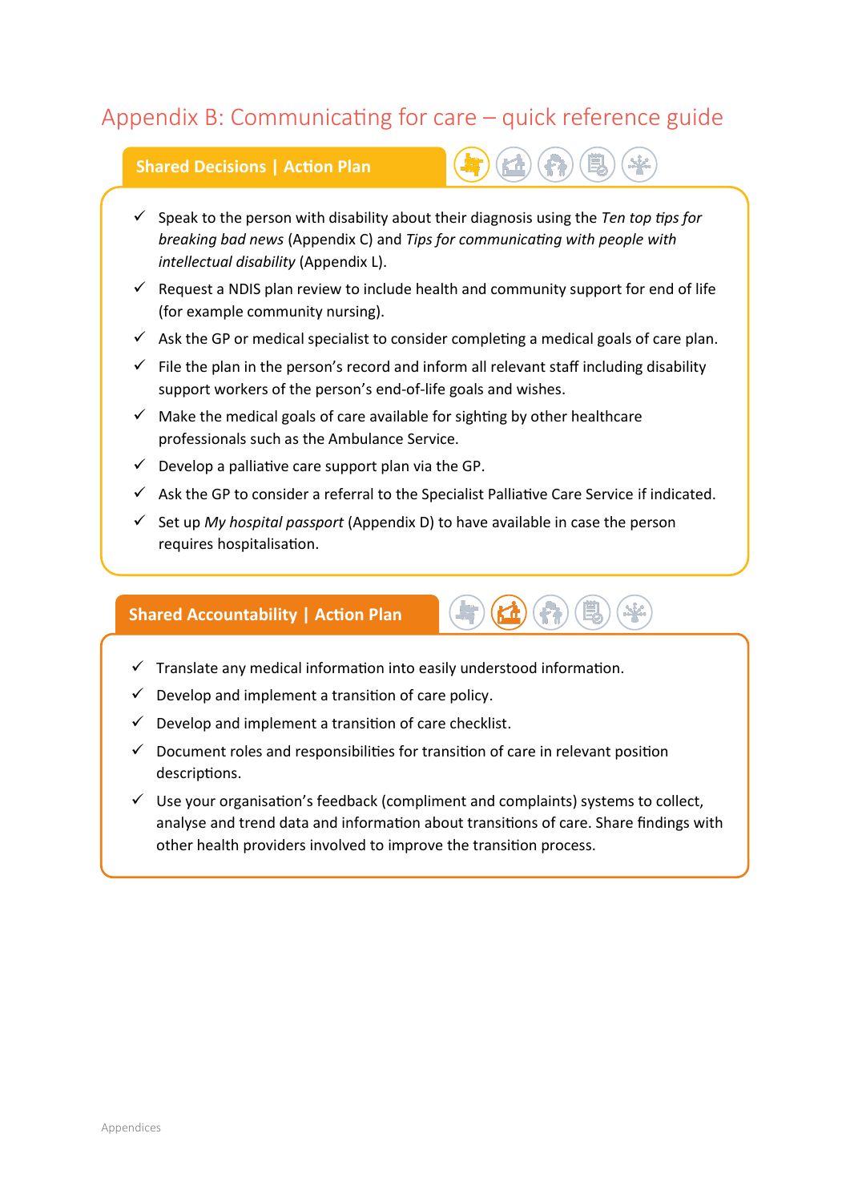# Appendix B: Communicating for care – quick reference guide

## Shared Decisions | Action Plan

- ✓ Speak to the person with disability about their diagnosis using the *Ten top tips for breaking bad news* (Appendix C) and *Tips for communicating with people with intellectual disability* (Appendix L).
- ✓ Request a NDIS plan review to include health and community support for end of life (for example community nursing).
- ✓ Ask the GP or medical specialist to consider completing a medical goals of care plan.
- ✓ File the plan in the person's record and inform all relevant staff including disability support workers of the person's end-of-life goals and wishes.
- ✓ Make the medical goals of care available for sighting by other healthcare professionals such as the Ambulance Service.
- ✓ Develop a palliative care support plan via the GP.
- ✓ Ask the GP to consider a referral to the Specialist Palliative Care Service if indicated.
- ✓ Set up *My hospital passport* (Appendix D) to have available in case the person requires hospitalisation.

## Shared Accountability | Action Plan

- ✓ Translate any medical information into easily understood information.
- ✓ Develop and implement a transition of care policy.
- ✓ Develop and implement a transition of care checklist.
- ✓ Document roles and responsibilities for transition of care in relevant position descriptions.
- ✓ Use your organisation's feedback (compliment and complaints) systems to collect, analyse and trend data and information about transitions of care. Share findings with other health providers involved to improve the transition process.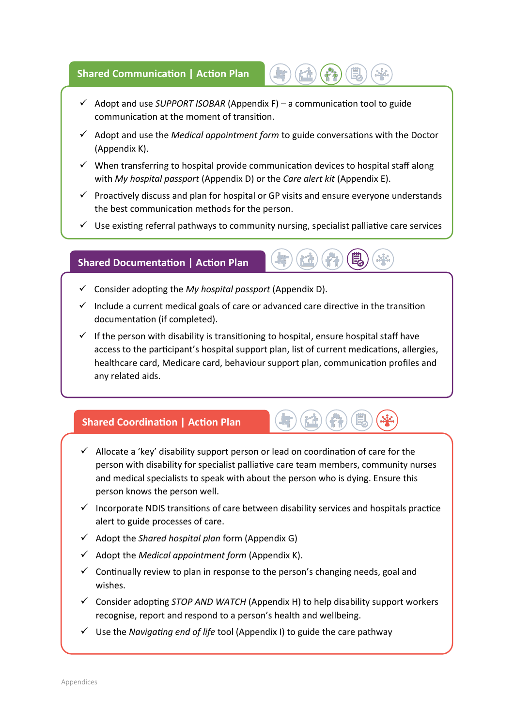## Shared Communication | Action Plan

- ✓ Adopt and use *SUPPORT ISOBAR* (Appendix F) – a communication tool to guide communication at the moment of transition.
- ✓ Adopt and use the *Medical appointment form* to guide conversations with the Doctor (Appendix K).
- ✓ When transferring to hospital provide communication devices to hospital staff along with *My hospital passport* (Appendix D) or the *Care alert kit* (Appendix E).
- ✓ Proactively discuss and plan for hospital or GP visits and ensure everyone understands the best communication methods for the person.
- ✓ Use existing referral pathways to community nursing, specialist palliative care services

## Shared Documentation | Action Plan

- ✓ Consider adopting the *My hospital passport* (Appendix D).
- ✓ Include a current medical goals of care or advanced care directive in the transition documentation (if completed).
- ✓ If the person with disability is transitioning to hospital, ensure hospital staff have access to the participant's hospital support plan, list of current medications, allergies, healthcare card, Medicare card, behaviour support plan, communication profiles and any related aids.

## Shared Coordination | Action Plan

- ✓ Allocate a 'key' disability support person or lead on coordination of care for the person with disability for specialist palliative care team members, community nurses and medical specialists to speak with about the person who is dying. Ensure this person knows the person well.
- ✓ Incorporate NDIS transitions of care between disability services and hospitals practice alert to guide processes of care.
- ✓ Adopt the *Shared hospital plan* form (Appendix G)
- ✓ Adopt the *Medical appointment form* (Appendix K).
- ✓ Continually review to plan in response to the person's changing needs, goal and wishes.
- ✓ Consider adopting *STOP AND WATCH* (Appendix H) to help disability support workers recognise, report and respond to a person's health and wellbeing.
- ✓ Use the *Navigating end of life* tool (Appendix I) to guide the care pathway